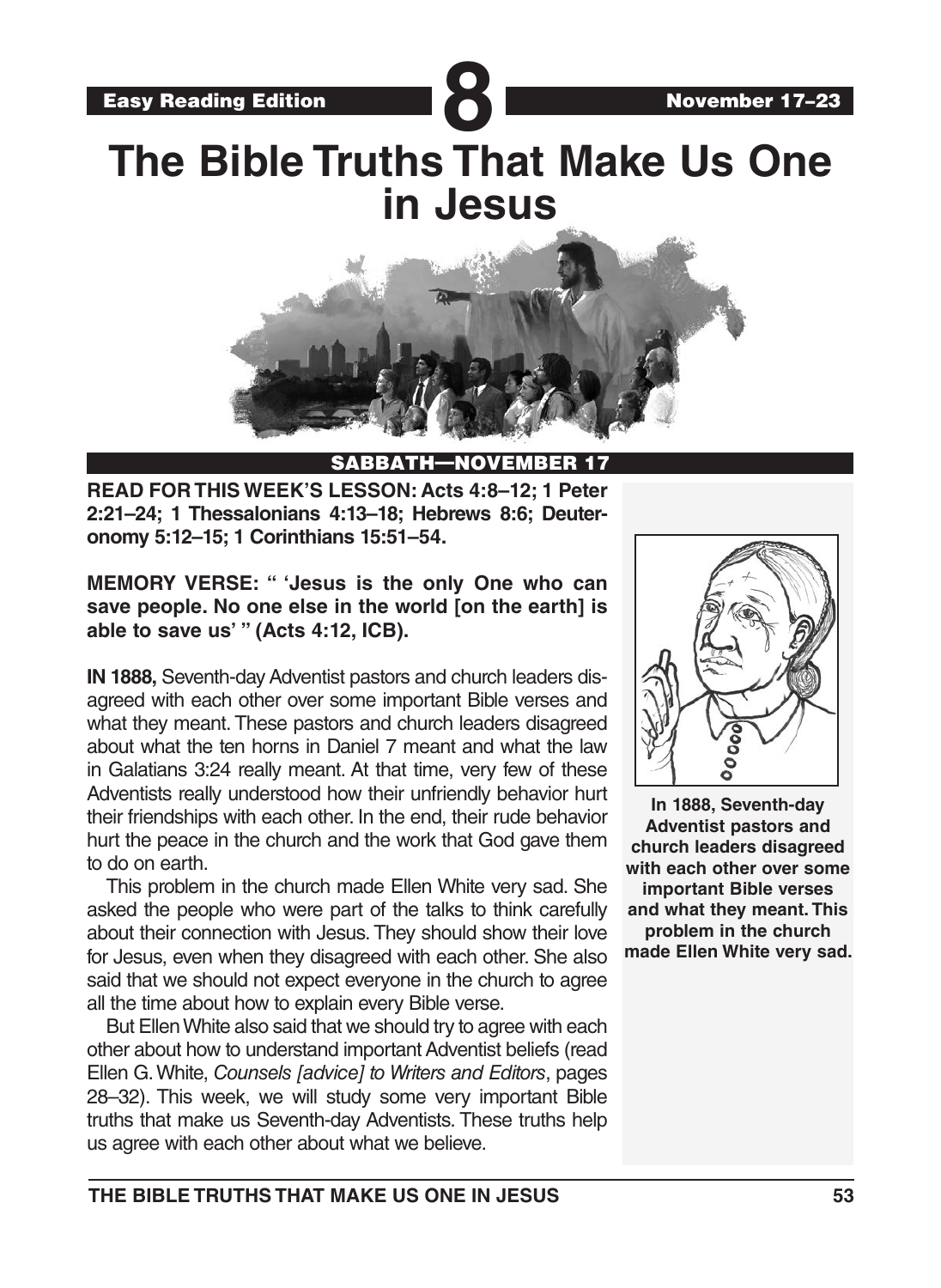Easy Reading Edition **8** November 17–23

# The Bible Truths That Make Us One in Jesus

## SABBATH—NOVEMBER 17

**READ FOR THIS WEEK'S LESSON: Acts 4:8–12; 1 Peter 2:21–24; 1 Thessalonians 4:13–18; Hebrews 8:6; Deuteronomy 5:12–15; 1 Corinthians 15:51–54.**

**MEMORY VERSE: " 'Jesus is the only One who can save people. No one else in the world [on the earth] is able to save us' " (Acts 4:12, ICB).**

**IN 1888,** Seventh-day Adventist pastors and church leaders disagreed with each other over some important Bible verses and what they meant. These pastors and church leaders disagreed about what the ten horns in Daniel 7 meant and what the law in Galatians 3:24 really meant. At that time, very few of these Adventists really understood how their unfriendly behavior hurt their friendships with each other. In the end, their rude behavior hurt the peace in the church and the work that God gave them to do on earth.

This problem in the church made Ellen White very sad. She asked the people who were part of the talks to think carefully about their connection with Jesus. They should show their love for Jesus, even when they disagreed with each other. She also said that we should not expect everyone in the church to agree all the time about how to explain every Bible verse.

But Ellen White also said that we should try to agree with each other about how to understand important Adventist beliefs (read Ellen G. White, *Counsels [advice] to Writers and Editors*, pages 28–32). This week, we will study some very important Bible truths that make us Seventh-day Adventists. These truths help us agree with each other about what we believe.

**In 1888, Seventh-day Adventist pastors and church leaders disagreed with each other over some important Bible verses and what they meant. This problem in the church made Ellen White very sad.**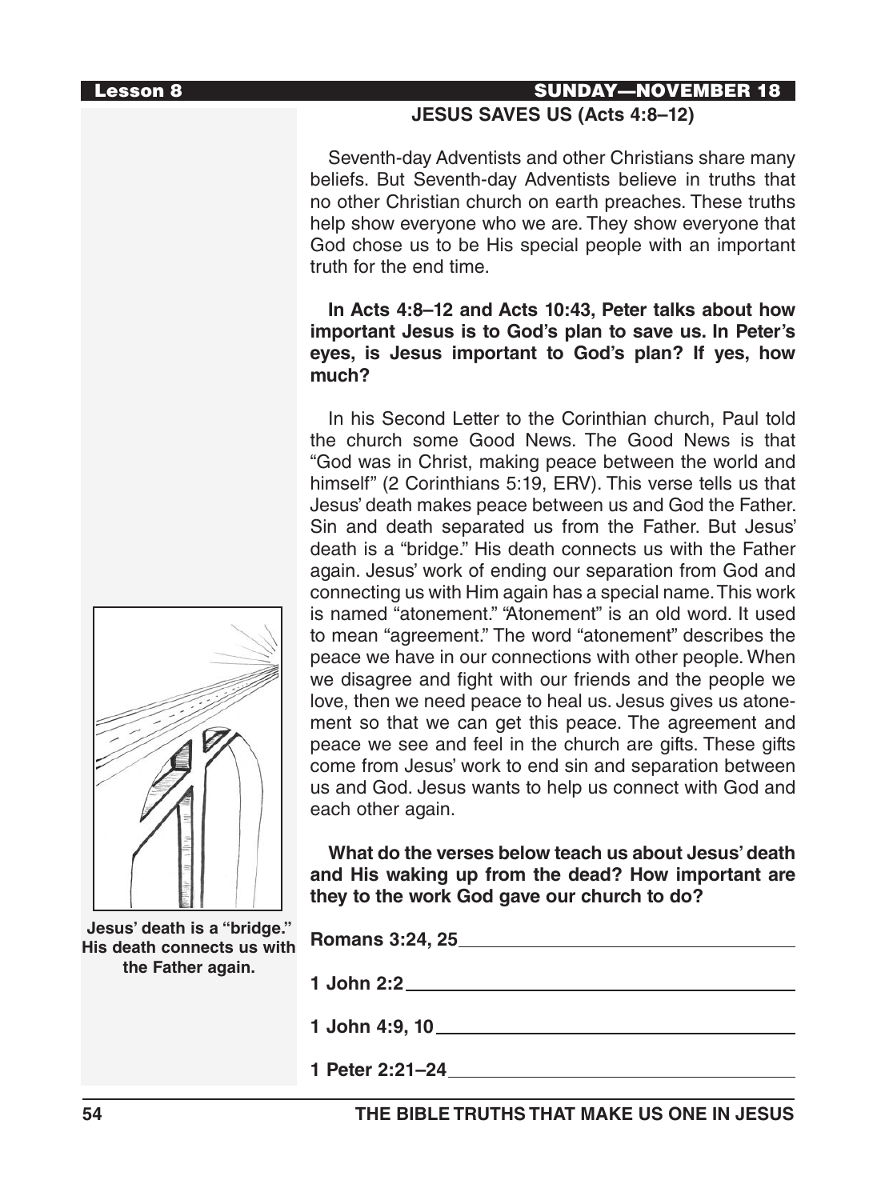## JESUS SAVES US (Acts 4:8–12)

Seventh-day Adventists and other Christians share many beliefs. But Seventh-day Adventists believe in truths that no other Christian church on earth preaches. These truths help show everyone who we are. They show everyone that God chose us to be His special people with an important truth for the end time.

**In Acts 4:8–12 and Acts 10:43, Peter talks about how important Jesus is to God's plan to save us. In Peter's eyes, is Jesus important to God's plan? If yes, how much?**

In his Second Letter to the Corinthian church, Paul told the church some Good News. The Good News is that "God was in Christ, making peace between the world and himself" (2 Corinthians 5:19, ERV). This verse tells us that Jesus' death makes peace between us and God the Father. Sin and death separated us from the Father. But Jesus' death is a "bridge." His death connects us with the Father again. Jesus' work of ending our separation from God and connecting us with Him again has a special name. This work is named "atonement." "Atonement" is an old word. It used to mean "agreement." The word "atonement" describes the peace we have in our connections with other people. When we disagree and fight with our friends and the people we love, then we need peace to heal us. Jesus gives us atonement so that we can get this peace. The agreement and peace we see and feel in the church are gifts. These gifts come from Jesus' work to end sin and separation between us and God. Jesus wants to help us connect with God and each other again.

**Jesus' death is a "bridge." His death connects us with the Father again.**

**What do the verses below teach us about Jesus' death and His waking up from the dead? How important are they to the work God gave our church to do?**

**Romans 3:24, 25** \_\_\_\_\_\_\_\_\_\_\_\_\_\_\_\_\_\_\_\_\_\_\_\_\_\_\_\_\_\_

**1 John 2:2** \_\_\_\_\_\_\_\_\_\_\_\_\_\_\_\_\_\_\_\_\_\_\_\_\_\_\_\_\_\_

**1 John 4:9, 10** \_\_\_\_\_\_\_\_\_\_\_\_\_\_\_\_\_\_\_\_\_\_\_\_\_\_\_\_\_\_

**1 Peter 2:21–24** \_\_\_\_\_\_\_\_\_\_\_\_\_\_\_\_\_\_\_\_\_\_\_\_\_\_\_\_\_\_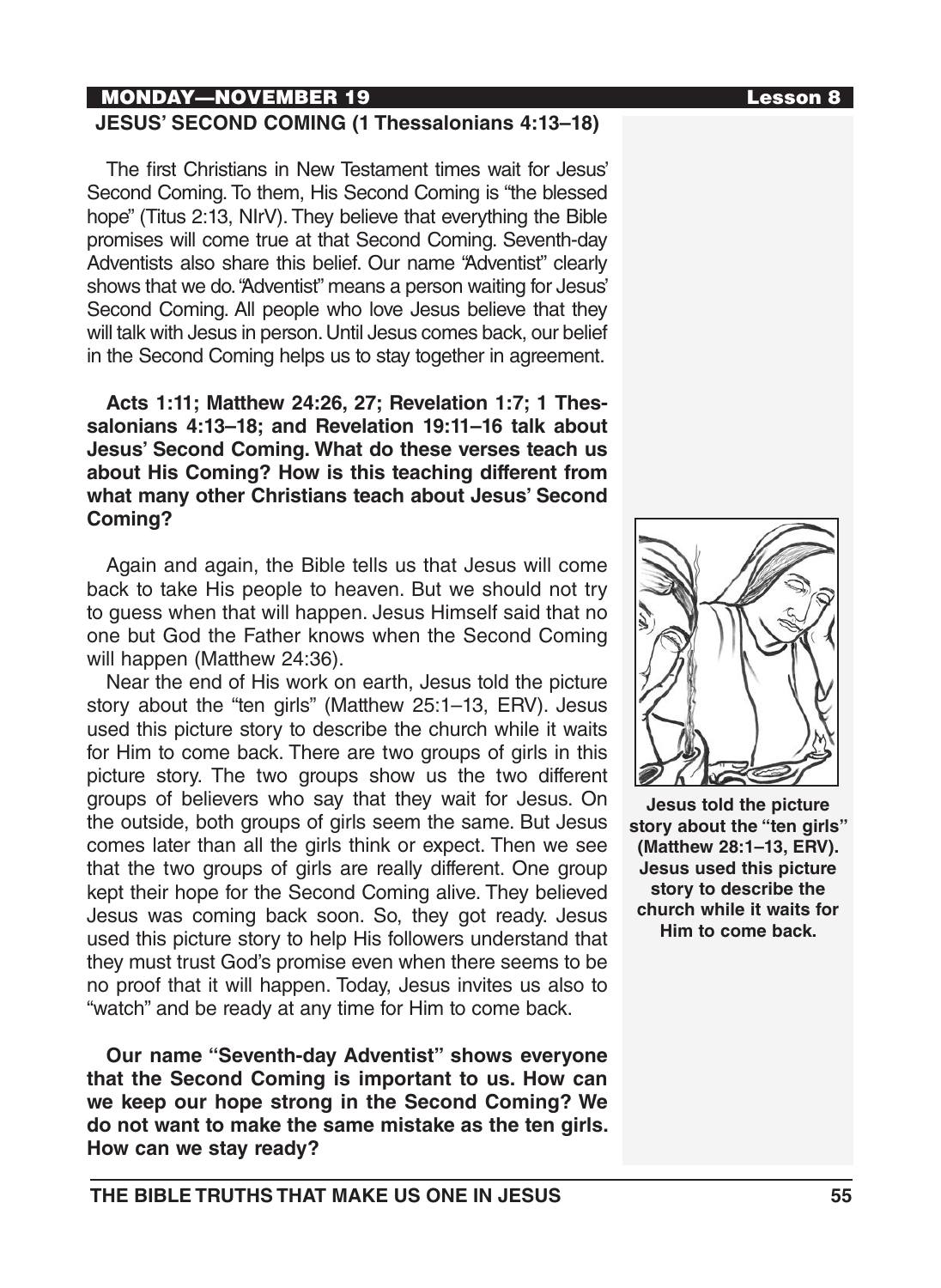## MONDAY—NOVEMBER 19

### JESUS' SECOND COMING (1 Thessalonians 4:13–18)

The first Christians in New Testament times wait for Jesus' Second Coming. To them, His Second Coming is "the blessed hope" (Titus 2:13, NIrV). They believe that everything the Bible promises will come true at that Second Coming. Seventh-day Adventists also share this belief. Our name "Adventist" clearly shows that we do. "Adventist" means a person waiting for Jesus' Second Coming. All people who love Jesus believe that they will talk with Jesus in person. Until Jesus comes back, our belief in the Second Coming helps us to stay together in agreement.

**Acts 1:11; Matthew 24:26, 27; Revelation 1:7; 1 Thessalonians 4:13–18; and Revelation 19:11–16 talk about Jesus' Second Coming. What do these verses teach us about His Coming? How is this teaching different from what many other Christians teach about Jesus' Second Coming?**

Again and again, the Bible tells us that Jesus will come back to take His people to heaven. But we should not try to guess when that will happen. Jesus Himself said that no one but God the Father knows when the Second Coming will happen (Matthew 24:36).

Near the end of His work on earth, Jesus told the picture story about the "ten girls" (Matthew 25:1–13, ERV). Jesus used this picture story to describe the church while it waits for Him to come back. There are two groups of girls in this picture story. The two groups show us the two different groups of believers who say that they wait for Jesus. On the outside, both groups of girls seem the same. But Jesus comes later than all the girls think or expect. Then we see that the two groups of girls are really different. One group kept their hope for the Second Coming alive. They believed Jesus was coming back soon. So, they got ready. Jesus used this picture story to help His followers understand that they must trust God's promise even when there seems to be no proof that it will happen. Today, Jesus invites us also to "watch" and be ready at any time for Him to come back.

**Jesus told the picture story about the "ten girls" (Matthew 28:1–13, ERV). Jesus used this picture story to describe the church while it waits for Him to come back.**

**Our name "Seventh-day Adventist" shows everyone that the Second Coming is important to us. How can we keep our hope strong in the Second Coming? We do not want to make the same mistake as the ten girls. How can we stay ready?**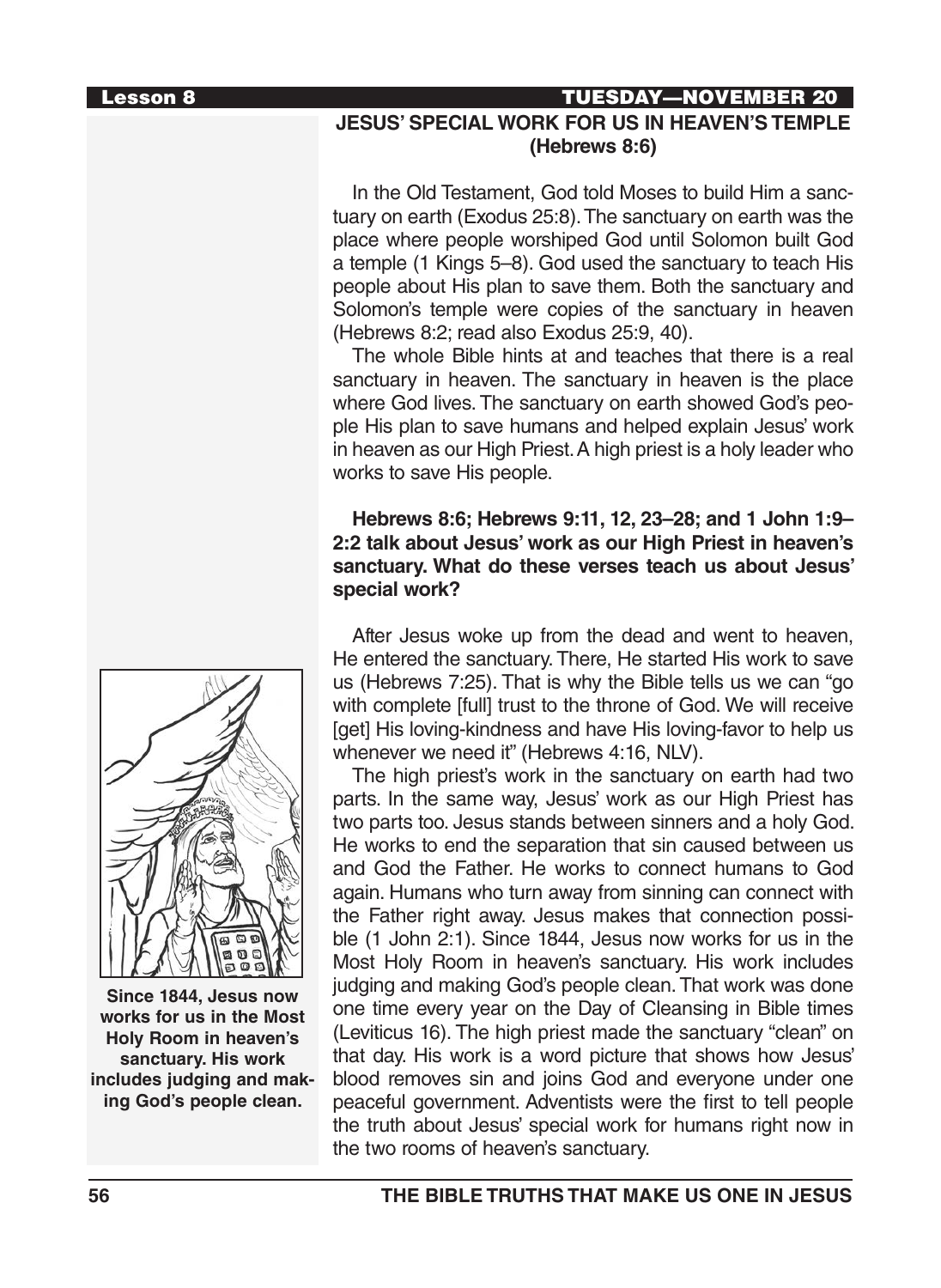## JESUS' SPECIAL WORK FOR US IN HEAVEN'S TEMPLE (Hebrews 8:6)

In the Old Testament, God told Moses to build Him a sanctuary on earth (Exodus 25:8). The sanctuary on earth was the place where people worshiped God until Solomon built God a temple (1 Kings 5–8). God used the sanctuary to teach His people about His plan to save them. Both the sanctuary and Solomon's temple were copies of the sanctuary in heaven (Hebrews 8:2; read also Exodus 25:9, 40).

The whole Bible hints at and teaches that there is a real sanctuary in heaven. The sanctuary in heaven is the place where God lives. The sanctuary on earth showed God's people His plan to save humans and helped explain Jesus' work in heaven as our High Priest. A high priest is a holy leader who works to save His people.

**Hebrews 8:6; Hebrews 9:11, 12, 23–28; and 1 John 1:9–2:2 talk about Jesus' work as our High Priest in heaven's sanctuary. What do these verses teach us about Jesus' special work?**

After Jesus woke up from the dead and went to heaven, He entered the sanctuary. There, He started His work to save us (Hebrews 7:25). That is why the Bible tells us we can "go with complete [full] trust to the throne of God. We will receive [get] His loving-kindness and have His loving-favor to help us whenever we need it" (Hebrews 4:16, NLV).

The high priest's work in the sanctuary on earth had two parts. In the same way, Jesus' work as our High Priest has two parts too. Jesus stands between sinners and a holy God. He works to end the separation that sin caused between us and God the Father. He works to connect humans to God again. Humans who turn away from sinning can connect with the Father right away. Jesus makes that connection possible (1 John 2:1). Since 1844, Jesus now works for us in the Most Holy Room in heaven's sanctuary. His work includes judging and making God's people clean. That work was done one time every year on the Day of Cleansing in Bible times (Leviticus 16). The high priest made the sanctuary "clean" on that day. His work is a word picture that shows how Jesus' blood removes sin and joins God and everyone under one peaceful government. Adventists were the first to tell people the truth about Jesus' special work for humans right now in the two rooms of heaven's sanctuary.

**Since 1844, Jesus now works for us in the Most Holy Room in heaven's sanctuary. His work includes judging and making God's people clean.**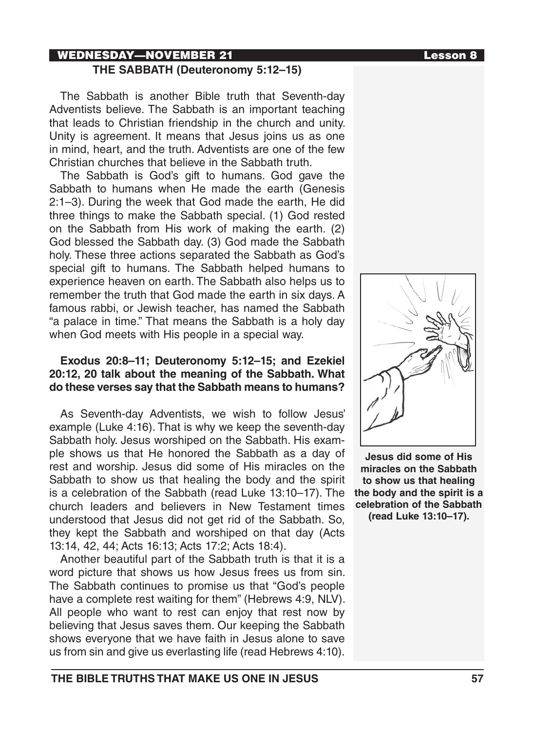## THE SABBATH (Deuteronomy 5:12–15)

The Sabbath is another Bible truth that Seventh-day Adventists believe. The Sabbath is an important teaching that leads to Christian friendship in the church and unity. Unity is agreement. It means that Jesus joins us as one in mind, heart, and the truth. Adventists are one of the few Christian churches that believe in the Sabbath truth.

The Sabbath is God's gift to humans. God gave the Sabbath to humans when He made the earth (Genesis 2:1–3). During the week that God made the earth, He did three things to make the Sabbath special. (1) God rested on the Sabbath from His work of making the earth. (2) God blessed the Sabbath day. (3) God made the Sabbath holy. These three actions separated the Sabbath as God's special gift to humans. The Sabbath helped humans to experience heaven on earth. The Sabbath also helps us to remember the truth that God made the earth in six days. A famous rabbi, or Jewish teacher, has named the Sabbath "a palace in time." That means the Sabbath is a holy day when God meets with His people in a special way.

**Exodus 20:8–11; Deuteronomy 5:12–15; and Ezekiel 20:12, 20 talk about the meaning of the Sabbath. What do these verses say that the Sabbath means to humans?**

As Seventh-day Adventists, we wish to follow Jesus' example (Luke 4:16). That is why we keep the seventh-day Sabbath holy. Jesus worshiped on the Sabbath. His example shows us that He honored the Sabbath as a day of rest and worship. Jesus did some of His miracles on the Sabbath to show us that healing the body and the spirit is a celebration of the Sabbath (read Luke 13:10–17). The church leaders and believers in New Testament times understood that Jesus did not get rid of the Sabbath. So, they kept the Sabbath and worshiped on that day (Acts 13:14, 42, 44; Acts 16:13; Acts 17:2; Acts 18:4).

Another beautiful part of the Sabbath truth is that it is a word picture that shows us how Jesus frees us from sin. The Sabbath continues to promise us that "God's people have a complete rest waiting for them" (Hebrews 4:9, NLV). All people who want to rest can enjoy that rest now by believing that Jesus saves them. Our keeping the Sabbath shows everyone that we have faith in Jesus alone to save us from sin and give us everlasting life (read Hebrews 4:10).

**Jesus did some of His miracles on the Sabbath to show us that healing the body and the spirit is a celebration of the Sabbath (read Luke 13:10–17).**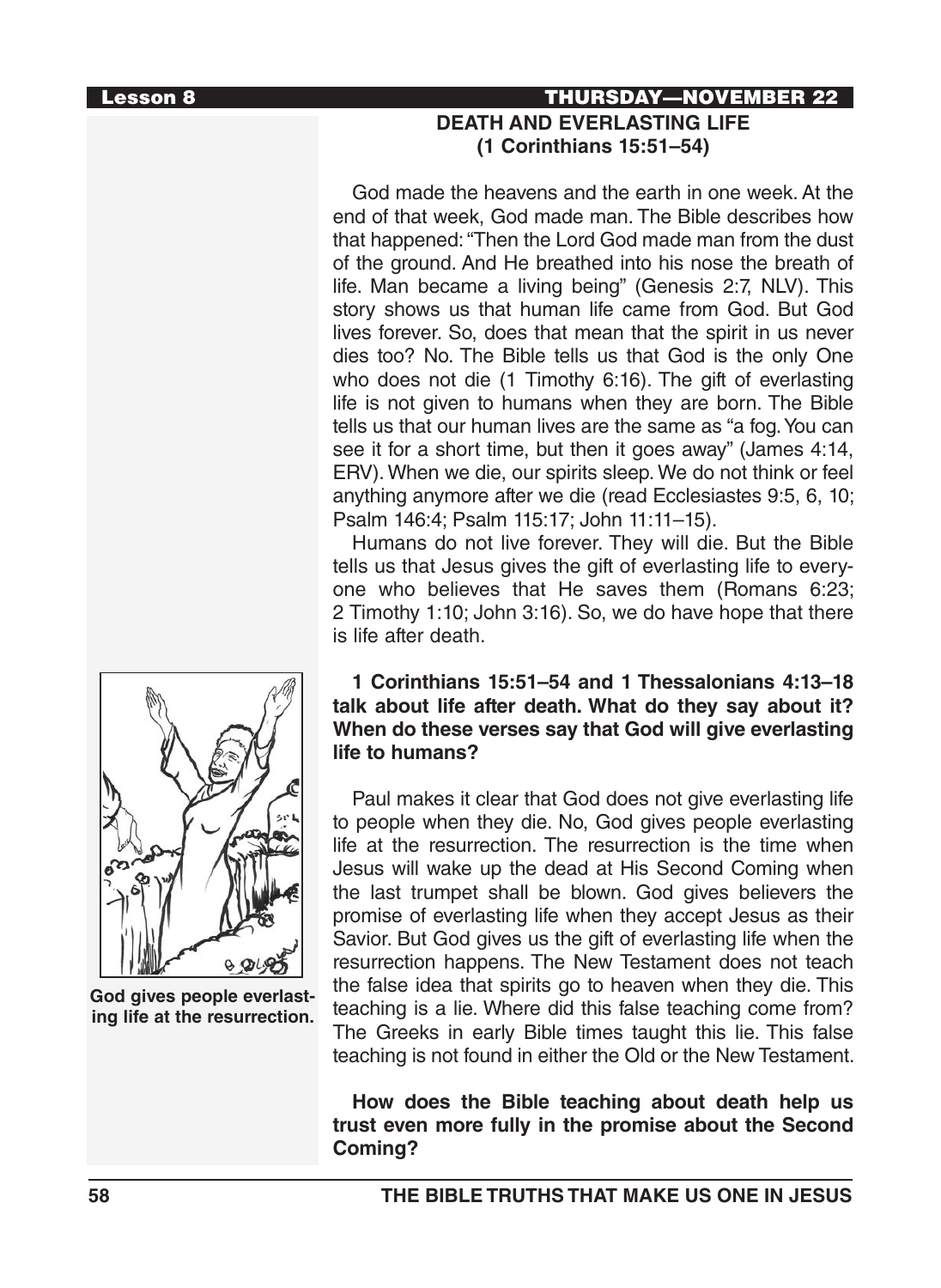## DEATH AND EVERLASTING LIFE (1 Corinthians 15:51–54)

God made the heavens and the earth in one week. At the end of that week, God made man. The Bible describes how that happened: "Then the Lord God made man from the dust of the ground. And He breathed into his nose the breath of life. Man became a living being" (Genesis 2:7, NLV). This story shows us that human life came from God. But God lives forever. So, does that mean that the spirit in us never dies too? No. The Bible tells us that God is the only One who does not die (1 Timothy 6:16). The gift of everlasting life is not given to humans when they are born. The Bible tells us that our human lives are the same as "a fog. You can see it for a short time, but then it goes away" (James 4:14, ERV). When we die, our spirits sleep. We do not think or feel anything anymore after we die (read Ecclesiastes 9:5, 6, 10; Psalm 146:4; Psalm 115:17; John 11:11–15).

Humans do not live forever. They will die. But the Bible tells us that Jesus gives the gift of everlasting life to everyone who believes that He saves them (Romans 6:23; 2 Timothy 1:10; John 3:16). So, we do have hope that there is life after death.

**1 Corinthians 15:51–54 and 1 Thessalonians 4:13–18 talk about life after death. What do they say about it? When do these verses say that God will give everlasting life to humans?**

Paul makes it clear that God does not give everlasting life to people when they die. No, God gives people everlasting life at the resurrection. The resurrection is the time when Jesus will wake up the dead at His Second Coming when the last trumpet shall be blown. God gives believers the promise of everlasting life when they accept Jesus as their Savior. But God gives us the gift of everlasting life when the resurrection happens. The New Testament does not teach the false idea that spirits go to heaven when they die. This teaching is a lie. Where did this false teaching come from? The Greeks in early Bible times taught this lie. This false teaching is not found in either the Old or the New Testament.

God gives people everlasting life at the resurrection.

**How does the Bible teaching about death help us trust even more fully in the promise about the Second Coming?**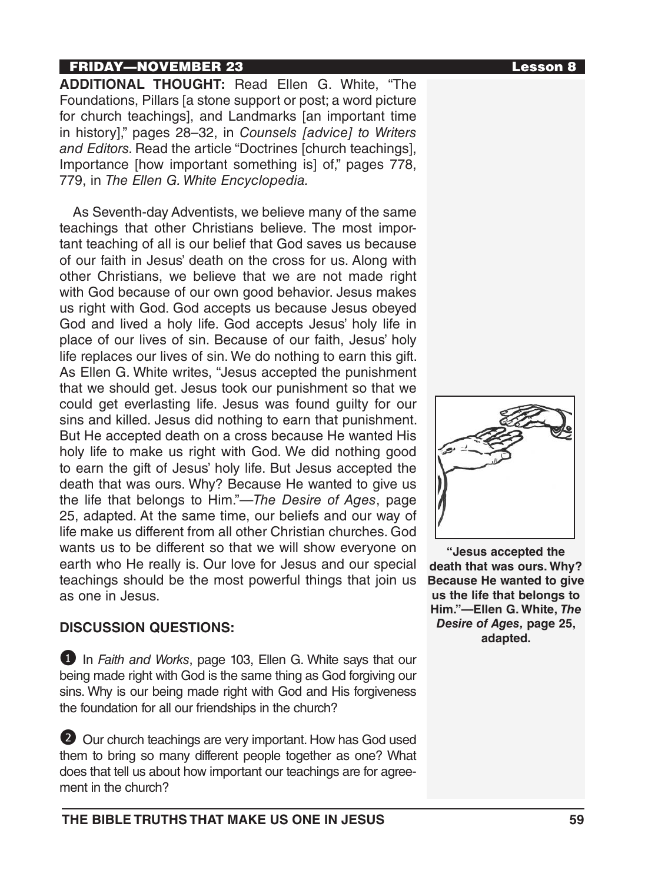**ADDITIONAL THOUGHT:** Read Ellen G. White, "The Foundations, Pillars [a stone support or post; a word picture for church teachings], and Landmarks [an important time in history]," pages 28–32, in *Counsels [advice] to Writers and Editors.* Read the article "Doctrines [church teachings], Importance [how important something is] of," pages 778, 779, in *The Ellen G. White Encyclopedia.*

As Seventh-day Adventists, we believe many of the same teachings that other Christians believe. The most important teaching of all is our belief that God saves us because of our faith in Jesus' death on the cross for us. Along with other Christians, we believe that we are not made right with God because of our own good behavior. Jesus makes us right with God. God accepts us because Jesus obeyed God and lived a holy life. God accepts Jesus' holy life in place of our lives of sin. Because of our faith, Jesus' holy life replaces our lives of sin. We do nothing to earn this gift. As Ellen G. White writes, "Jesus accepted the punishment that we should get. Jesus took our punishment so that we could get everlasting life. Jesus was found guilty for our sins and killed. Jesus did nothing to earn that punishment. But He accepted death on a cross because He wanted His holy life to make us right with God. We did nothing good to earn the gift of Jesus' holy life. But Jesus accepted the death that was ours. Why? Because He wanted to give us the life that belongs to Him."—*The Desire of Ages*, page 25, adapted. At the same time, our beliefs and our way of life make us different from all other Christian churches. God wants us to be different so that we will show everyone on earth who He really is. Our love for Jesus and our special teachings should be the most powerful things that join us as one in Jesus.

**"Jesus accepted the death that was ours. Why? Because He wanted to give us the life that belongs to Him."—Ellen G. White, *The Desire of Ages,* page 25, adapted.**

**DISCUSSION QUESTIONS:**

1. In *Faith and Works*, page 103, Ellen G. White says that our being made right with God is the same thing as God forgiving our sins. Why is our being made right with God and His forgiveness the foundation for all our friendships in the church?

2. Our church teachings are very important. How has God used them to bring so many different people together as one? What does that tell us about how important our teachings are for agreement in the church?